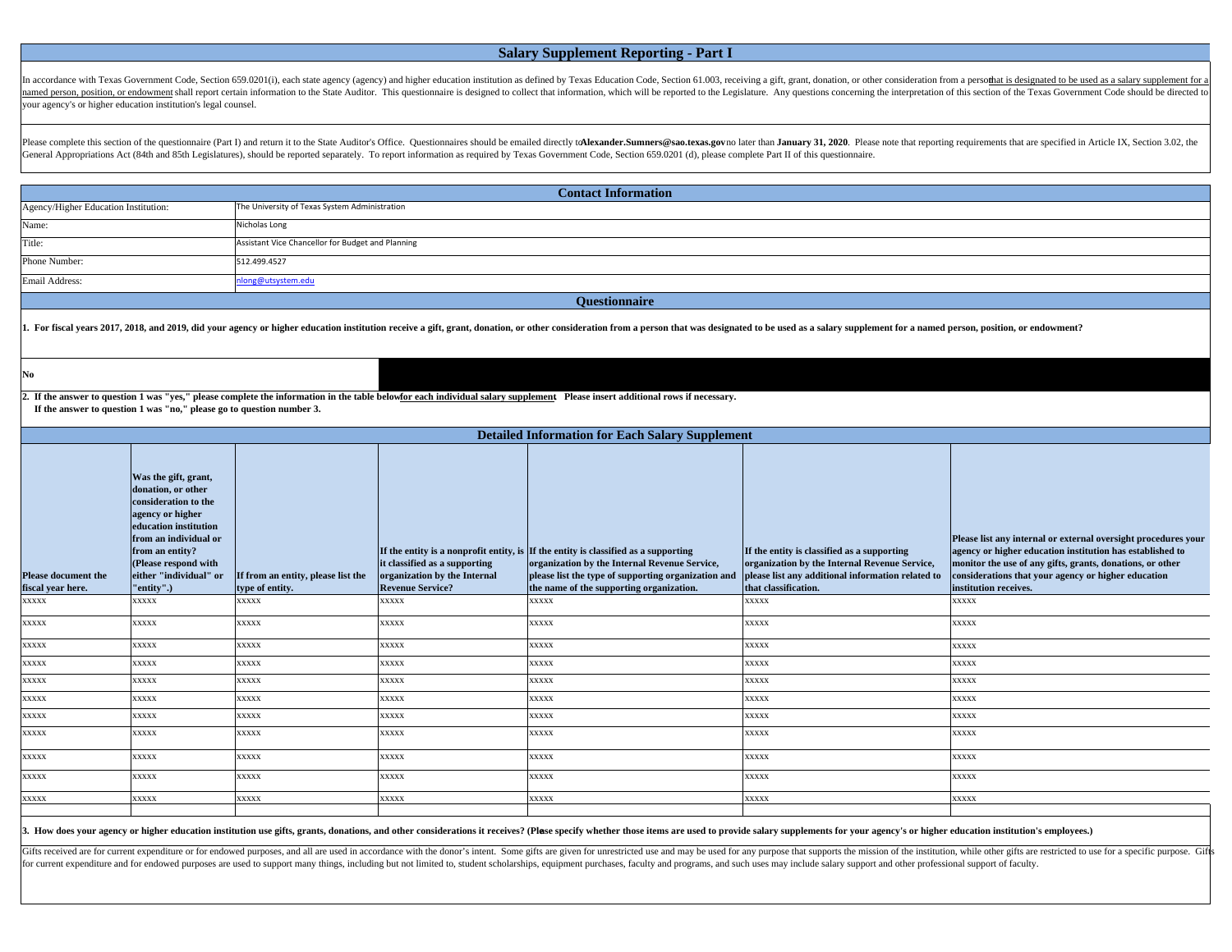# Salary Supplement Reporting - Part I

In accordance with Texas Government Code, Section 659.0201(i), each state agency (agency) and higher education institution as defined by Texas Education Code, Section 61.003, receiving a gift, grant, donation, or other consideration from a person that is designated to be used as a salary supplement for a named person, position, or endowment shall report certain information to the State Auditor. This questionnaire is designed to collect that information, which will be reported to the Legislature. Any questions concerning the interpretation of this section of the Texas Government Code should be directed to your agency's or higher education institution's legal counsel.

Please complete this section of the questionnaire (Part I) and return it to the State Auditor's Office. Questionnaires should be emailed directly to **Alexander.Sumners@sao.texas.gov** no later than **January 31, 2020**. Please note that reporting requirements that are specified in Article IX, Section 3.02, the General Appropriations Act (84th and 85th Legislatures), should be reported separately. To report information as required by Texas Government Code, Section 659.0201 (d), please complete Part II of this questionnaire.

## Contact Information

| | |
|---|---|
| Agency/Higher Education Institution: | The University of Texas System Administration |
| Name: | Nicholas Long |
| Title: | Assistant Vice Chancellor for Budget and Planning |
| Phone Number: | 512.499.4527 |
| Email Address: | nlong@utsystem.edu |

## Questionnaire

**1. For fiscal years 2017, 2018, and 2019, did your agency or higher education institution receive a gift, grant, donation, or other consideration from a person that was designated to be used as a salary supplement for a named person, position, or endowment?**

**No**

**2. If the answer to question 1 was "yes," please complete the information in the table below for each individual salary supplement. Please insert additional rows if necessary.**
**If the answer to question 1 was "no," please go to question number 3.**

## Detailed Information for Each Salary Supplement

| Please document the fiscal year here. | Was the gift, grant, donation, or other consideration to the agency or higher education institution from an individual or from an entity? (Please respond with either "individual" or "entity".) | If from an entity, please list the type of entity. | If the entity is a nonprofit entity, is it classified as a supporting organization by the Internal Revenue Service? | If the entity is classified as a supporting organization by the Internal Revenue Service, please list the type of supporting organization and the name of the supporting organization. | If the entity is classified as a supporting organization by the Internal Revenue Service, please list any additional information related to that classification. | Please list any internal or external oversight procedures your agency or higher education institution has established to monitor the use of any gifts, grants, donations, or other considerations that your agency or higher education institution receives. |
|---|---|---|---|---|---|---|
| xxxxx | xxxxx | xxxxx | xxxxx | xxxxx | xxxxx | xxxxx |
| xxxxx | xxxxx | xxxxx | xxxxx | xxxxx | xxxxx | xxxxx |
| xxxxx | xxxxx | xxxxx | xxxxx | xxxxx | xxxxx | xxxxx |
| xxxxx | xxxxx | xxxxx | xxxxx | xxxxx | xxxxx | xxxxx |
| xxxxx | xxxxx | xxxxx | xxxxx | xxxxx | xxxxx | xxxxx |
| xxxxx | xxxxx | xxxxx | xxxxx | xxxxx | xxxxx | xxxxx |
| xxxxx | xxxxx | xxxxx | xxxxx | xxxxx | xxxxx | xxxxx |
| xxxxx | xxxxx | xxxxx | xxxxx | xxxxx | xxxxx | xxxxx |
| xxxxx | xxxxx | xxxxx | xxxxx | xxxxx | xxxxx | xxxxx |
| xxxxx | xxxxx | xxxxx | xxxxx | xxxxx | xxxxx | xxxxx |
| xxxxx | xxxxx | xxxxx | xxxxx | xxxxx | xxxxx | xxxxx |
| | | | | | | |

**3. How does your agency or higher education institution use gifts, grants, donations, and other considerations it receives? (Please specify whether those items are used to provide salary supplements for your agency's or higher education institution's employees.)**

Gifts received are for current expenditure or for endowed purposes, and all are used in accordance with the donor's intent. Some gifts are given for unrestricted use and may be used for any purpose that supports the mission of the institution, while other gifts are restricted to use for a specific purpose. Gifts for current expenditure and for endowed purposes are used to support many things, including but not limited to, student scholarships, equipment purchases, faculty and programs, and such uses may include salary support and other professional support of faculty.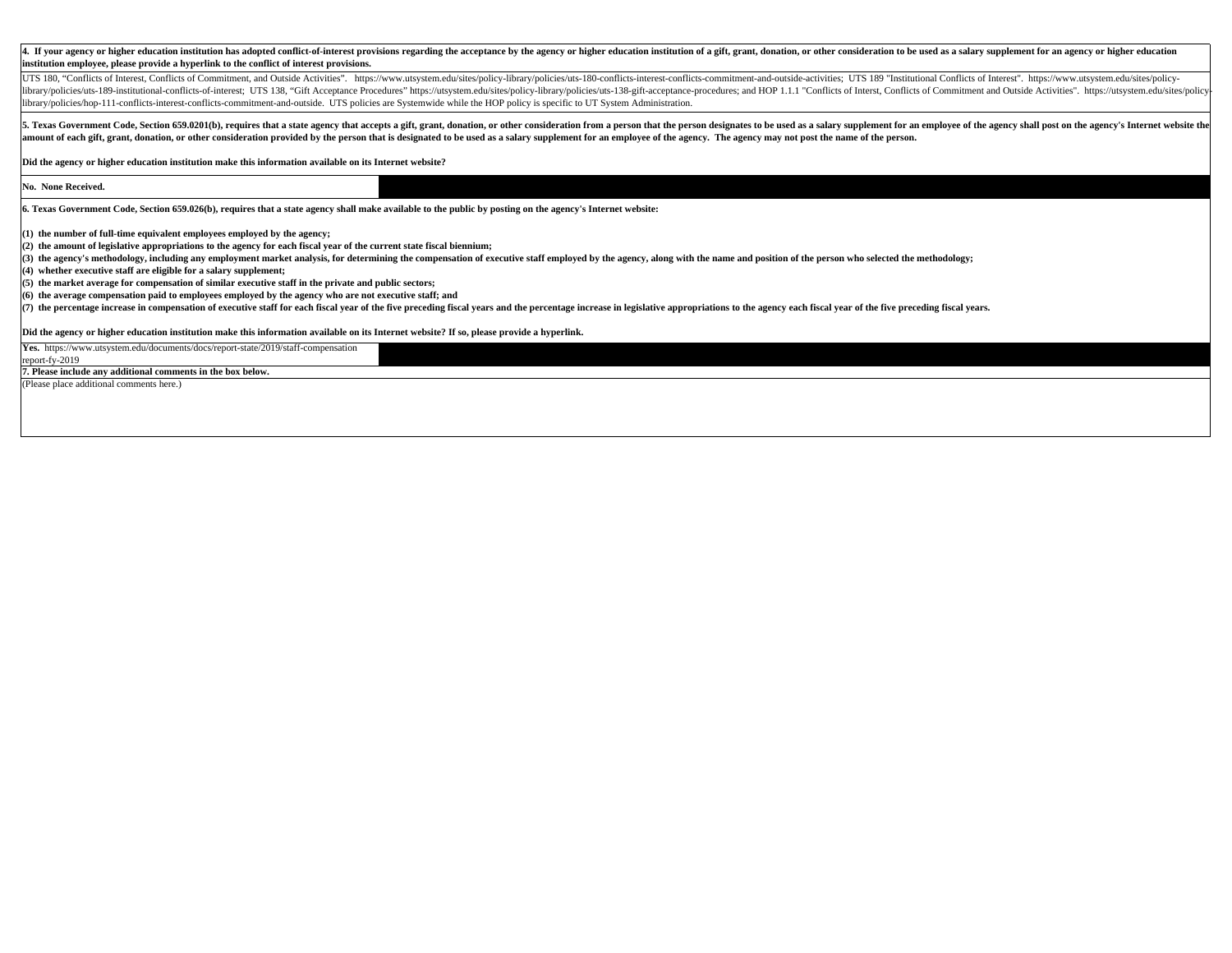**4. If your agency or higher education institution has adopted conflict-of-interest provisions regarding the acceptance by the agency or higher education institution of a gift, grant, donation, or other consideration to be used as a salary supplement for an agency or higher education institution employee, please provide a hyperlink to the conflict of interest provisions.**

UTS 180, "Conflicts of Interest, Conflicts of Commitment, and Outside Activities". https://www.utsystem.edu/sites/policy-library/policies/uts-180-conflicts-interest-conflicts-commitment-and-outside-activities; UTS 189 "Institutional Conflicts of Interest". https://www.utsystem.edu/sites/policy-library/policies/uts-189-institutional-conflicts-of-interest; UTS 138, "Gift Acceptance Procedures" https://utsystem.edu/sites/policy-library/policies/uts-138-gift-acceptance-procedures; and HOP 1.1.1 "Conflicts of Interst, Conflicts of Commitment and Outside Activities". https://utsystem.edu/sites/policy-library/policies/hop-111-conflicts-interest-conflicts-commitment-and-outside. UTS policies are Systemwide while the HOP policy is specific to UT System Administration.

**5. Texas Government Code, Section 659.0201(b), requires that a state agency that accepts a gift, grant, donation, or other consideration from a person that the person designates to be used as a salary supplement for an employee of the agency shall post on the agency's Internet website the amount of each gift, grant, donation, or other consideration provided by the person that is designated to be used as a salary supplement for an employee of the agency. The agency may not post the name of the person.**

**Did the agency or higher education institution make this information available on its Internet website?**

**No. None Received.**

**6. Texas Government Code, Section 659.026(b), requires that a state agency shall make available to the public by posting on the agency's Internet website:**

**(1) the number of full-time equivalent employees employed by the agency;**
**(2) the amount of legislative appropriations to the agency for each fiscal year of the current state fiscal biennium;**
**(3) the agency's methodology, including any employment market analysis, for determining the compensation of executive staff employed by the agency, along with the name and position of the person who selected the methodology;**
**(4) whether executive staff are eligible for a salary supplement;**
**(5) the market average for compensation of similar executive staff in the private and public sectors;**
**(6) the average compensation paid to employees employed by the agency who are not executive staff; and**
**(7) the percentage increase in compensation of executive staff for each fiscal year of the five preceding fiscal years and the percentage increase in legislative appropriations to the agency each fiscal year of the five preceding fiscal years.**

**Did the agency or higher education institution make this information available on its Internet website? If so, please provide a hyperlink.**

**Yes.** https://www.utsystem.edu/documents/docs/report-state/2019/staff-compensation report-fy-2019

**7. Please include any additional comments in the box below.**

(Please place additional comments here.)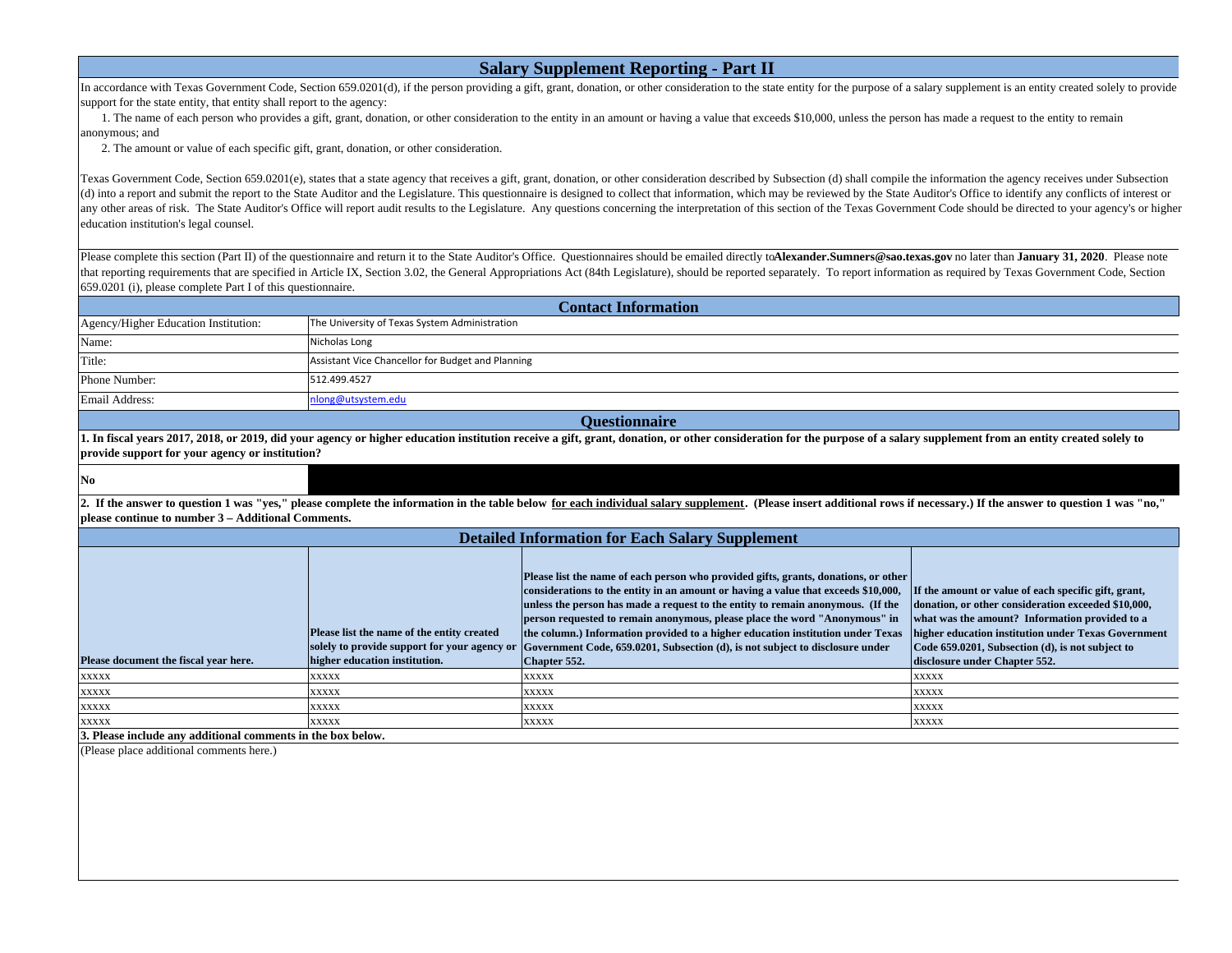# Salary Supplement Reporting - Part II

In accordance with Texas Government Code, Section 659.0201(d), if the person providing a gift, grant, donation, or other consideration to the state entity for the purpose of a salary supplement is an entity created solely to provide support for the state entity, that entity shall report to the agency:

1. The name of each person who provides a gift, grant, donation, or other consideration to the entity in an amount or having a value that exceeds $10,000, unless the person has made a request to the entity to remain anonymous; and
2. The amount or value of each specific gift, grant, donation, or other consideration.

Texas Government Code, Section 659.0201(e), states that a state agency that receives a gift, grant, donation, or other consideration described by Subsection (d) shall compile the information the agency receives under Subsection (d) into a report and submit the report to the State Auditor and the Legislature. This questionnaire is designed to collect that information, which may be reviewed by the State Auditor's Office to identify any conflicts of interest or any other areas of risk. The State Auditor's Office will report audit results to the Legislature. Any questions concerning the interpretation of this section of the Texas Government Code should be directed to your agency's or higher education institution's legal counsel.

Please complete this section (Part II) of the questionnaire and return it to the State Auditor's Office. Questionnaires should be emailed directly to**Alexander.Sumners@sao.texas.gov** no later than **January 31, 2020**. Please note that reporting requirements that are specified in Article IX, Section 3.02, the General Appropriations Act (84th Legislature), should be reported separately. To report information as required by Texas Government Code, Section 659.0201 (i), please complete Part I of this questionnaire.

## Contact Information

| | |
|---|---|
| Agency/Higher Education Institution: | The University of Texas System Administration |
| Name: | Nicholas Long |
| Title: | Assistant Vice Chancellor for Budget and Planning |
| Phone Number: | 512.499.4527 |
| Email Address: | nlong@utsystem.edu |

## Questionnaire

**1. In fiscal years 2017, 2018, or 2019, did your agency or higher education institution receive a gift, grant, donation, or other consideration for the purpose of a salary supplement from an entity created solely to provide support for your agency or institution?**

**No**

**2. If the answer to question 1 was "yes," please complete the information in the table below for each individual salary supplement. (Please insert additional rows if necessary.) If the answer to question 1 was "no," please continue to number 3 – Additional Comments.**

## Detailed Information for Each Salary Supplement

| Please document the fiscal year here. | Please list the name of the entity created solely to provide support for your agency or higher education institution. | Please list the name of each person who provided gifts, grants, donations, or other considerations to the entity in an amount or having a value that exceeds $10,000, unless the person has made a request to the entity to remain anonymous. (If the person requested to remain anonymous, please place the word "Anonymous" in the column.) Information provided to a higher education institution under Texas Government Code, 659.0201, Subsection (d), is not subject to disclosure under Chapter 552. | If the amount or value of each specific gift, grant, donation, or other consideration exceeded $10,000, what was the amount? Information provided to a higher education institution under Texas Government Code 659.0201, Subsection (d), is not subject to disclosure under Chapter 552. |
|---|---|---|---|
| xxxxx | xxxxx | xxxxx | xxxxx |
| xxxxx | xxxxx | xxxxx | xxxxx |
| xxxxx | xxxxx | xxxxx | xxxxx |
| xxxxx | xxxxx | xxxxx | xxxxx |

**3. Please include any additional comments in the box below.**

(Please place additional comments here.)